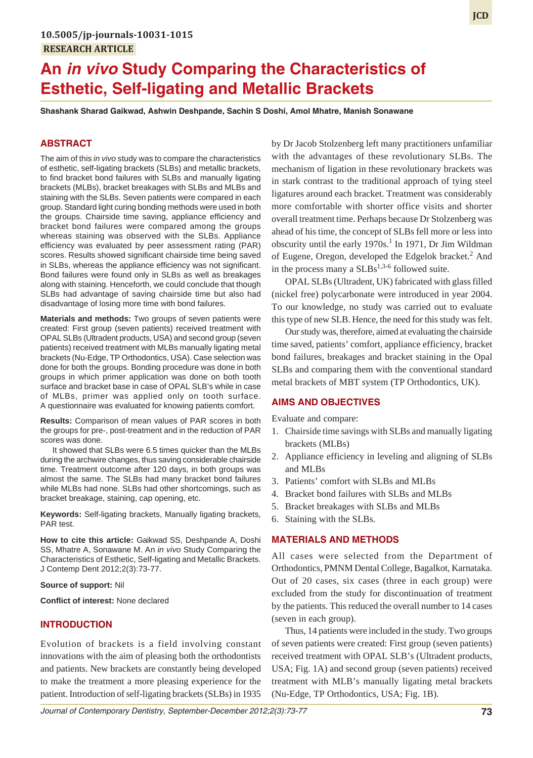10.5005/jp-journals-10031-1015

RESEARCH ARTICLE

# An *in vivo* Study Comparing the Characteristics of Esthetic, Self-ligating and Metallic Brackets

**Shashank Sharad Gaikwad, Ashwin Deshpande, Sachin S Doshi, Amol Mhatre, Manish Sonawane**

## ABSTRACT

The aim of this *in vivo* study was to compare the characteristics of esthetic, self-ligating brackets (SLBs) and metallic brackets, to find bracket bond failures with SLBs and manually ligating brackets (MLBs), bracket breakages with SLBs and MLBs and staining with the SLBs. Seven patients were compared in each group. Standard light curing bonding methods were used in both the groups. Chairside time saving, appliance efficiency and bracket bond failures were compared among the groups whereas staining was observed with the SLBs. Appliance efficiency was evaluated by peer assessment rating (PAR) scores. Results showed significant chairside time being saved in SLBs, whereas the appliance efficiency was not significant. Bond failures were found only in SLBs as well as breakages along with staining. Henceforth, we could conclude that though SLBs had advantage of saving chairside time but also had disadvantage of losing more time with bond failures.

**Materials and methods:** Two groups of seven patients were created: First group (seven patients) received treatment with OPAL SLBs (Ultradent products, USA) and second group (seven patients) received treatment with MLBs manually ligating metal brackets (Nu-Edge, TP Orthodontics, USA). Case selection was done for both the groups. Bonding procedure was done in both groups in which primer application was done on both tooth surface and bracket base in case of OPAL SLB's while in case of MLBs, primer was applied only on tooth surface. A questionnaire was evaluated for knowing patients comfort.

**Results:** Comparison of mean values of PAR scores in both the groups for pre-, post-treatment and in the reduction of PAR scores was done.

It showed that SLBs were 6.5 times quicker than the MLBs during the archwire changes, thus saving considerable chairside time. Treatment outcome after 120 days, in both groups was almost the same. The SLBs had many bracket bond failures while MLBs had none. SLBs had other shortcomings, such as bracket breakage, staining, cap opening, etc.

**Keywords:** Self-ligating brackets, Manually ligating brackets, PAR test.

**How to cite this article:** Gaikwad SS, Deshpande A, Doshi SS, Mhatre A, Sonawane M. An *in vivo* Study Comparing the Characteristics of Esthetic, Self-ligating and Metallic Brackets. J Contemp Dent 2012;2(3):73-77.

**Source of support:** Nil

**Conflict of interest:** None declared

## INTRODUCTION

Evolution of brackets is a field involving constant innovations with the aim of pleasing both the orthodontists and patients. New brackets are constantly being developed to make the treatment a more pleasing experience for the patient. Introduction of self-ligating brackets (SLBs) in 1935 by Dr Jacob Stolzenberg left many practitioners unfamiliar with the advantages of these revolutionary SLBs. The mechanism of ligation in these revolutionary brackets was in stark contrast to the traditional approach of tying steel ligatures around each bracket. Treatment was considerably more comfortable with shorter office visits and shorter overall treatment time. Perhaps because Dr Stolzenberg was ahead of his time, the concept of SLBs fell more or less into obscurity until the early 1970s.[1] In 1971, Dr Jim Wildman of Eugene, Oregon, developed the Edgelok bracket.[2] And in the process many a SLBs[1,3-6] followed suite.

OPAL SLBs (Ultradent, UK) fabricated with glass filled (nickel free) polycarbonate were introduced in year 2004. To our knowledge, no study was carried out to evaluate this type of new SLB. Hence, the need for this study was felt.

Our study was, therefore, aimed at evaluating the chairside time saved, patients' comfort, appliance efficiency, bracket bond failures, breakages and bracket staining in the Opal SLBs and comparing them with the conventional standard metal brackets of MBT system (TP Orthodontics, UK).

## AIMS AND OBJECTIVES

Evaluate and compare:

1. Chairside time savings with SLBs and manually ligating brackets (MLBs)
2. Appliance efficiency in leveling and aligning of SLBs and MLBs
3. Patients' comfort with SLBs and MLBs
4. Bracket bond failures with SLBs and MLBs
5. Bracket breakages with SLBs and MLBs
6. Staining with the SLBs.

## MATERIALS AND METHODS

All cases were selected from the Department of Orthodontics, PMNM Dental College, Bagalkot, Karnataka. Out of 20 cases, six cases (three in each group) were excluded from the study for discontinuation of treatment by the patients. This reduced the overall number to 14 cases (seven in each group).

Thus, 14 patients were included in the study. Two groups of seven patients were created: First group (seven patients) received treatment with OPAL SLB's (Ultradent products, USA; Fig. 1A) and second group (seven patients) received treatment with MLB's manually ligating metal brackets (Nu-Edge, TP Orthodontics, USA; Fig. 1B).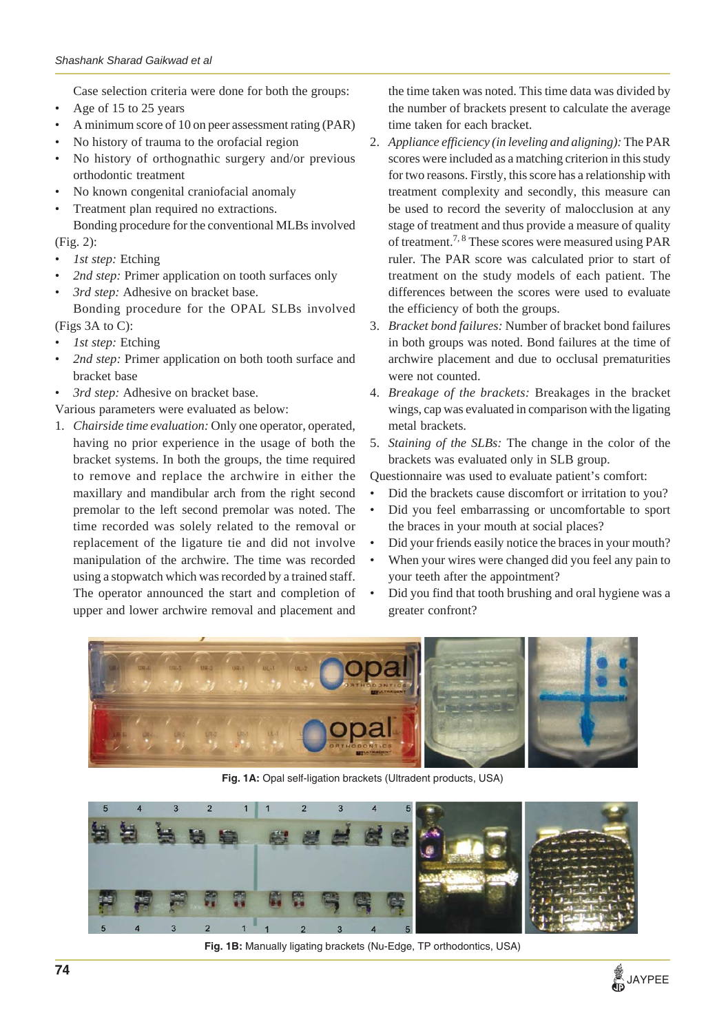Case selection criteria were done for both the groups:

- Age of 15 to 25 years
- A minimum score of 10 on peer assessment rating (PAR)
- No history of trauma to the orofacial region
- No history of orthognathic surgery and/or previous orthodontic treatment
- No known congenital craniofacial anomaly
- Treatment plan required no extractions.

Bonding procedure for the conventional MLBs involved (Fig. 2):

- *1st step:* Etching
- *2nd step:* Primer application on tooth surfaces only
- *3rd step:* Adhesive on bracket base.

Bonding procedure for the OPAL SLBs involved (Figs 3A to C):

- *1st step:* Etching
- *2nd step:* Primer application on both tooth surface and bracket base
- *3rd step:* Adhesive on bracket base.

Various parameters were evaluated as below:

1. *Chairside time evaluation:* Only one operator, operated, having no prior experience in the usage of both the bracket systems. In both the groups, the time required to remove and replace the archwire in either the maxillary and mandibular arch from the right second premolar to the left second premolar was noted. The time recorded was solely related to the removal or replacement of the ligature tie and did not involve manipulation of the archwire. The time was recorded using a stopwatch which was recorded by a trained staff. The operator announced the start and completion of upper and lower archwire removal and placement and the time taken was noted. This time data was divided by the number of brackets present to calculate the average time taken for each bracket.
2. *Appliance efficiency (in leveling and aligning):* The PAR scores were included as a matching criterion in this study for two reasons. Firstly, this score has a relationship with treatment complexity and secondly, this measure can be used to record the severity of malocclusion at any stage of treatment and thus provide a measure of quality of treatment.[7,8] These scores were measured using PAR ruler. The PAR score was calculated prior to start of treatment on the study models of each patient. The differences between the scores were used to evaluate the efficiency of both the groups.
3. *Bracket bond failures:* Number of bracket bond failures in both groups was noted. Bond failures at the time of archwire placement and due to occlusal prematurities were not counted.
4. *Breakage of the brackets:* Breakages in the bracket wings, cap was evaluated in comparison with the ligating metal brackets.
5. *Staining of the SLBs:* The change in the color of the brackets was evaluated only in SLB group.

Questionnaire was used to evaluate patient's comfort:

- Did the brackets cause discomfort or irritation to you?
- Did you feel embarrassing or uncomfortable to sport the braces in your mouth at social places?
- Did your friends easily notice the braces in your mouth?
- When your wires were changed did you feel any pain to your teeth after the appointment?
- Did you find that tooth brushing and oral hygiene was a greater confront?

**Fig. 1A:** Opal self-ligation brackets (Ultradent products, USA)

**Fig. 1B:** Manually ligating brackets (Nu-Edge, TP orthodontics, USA)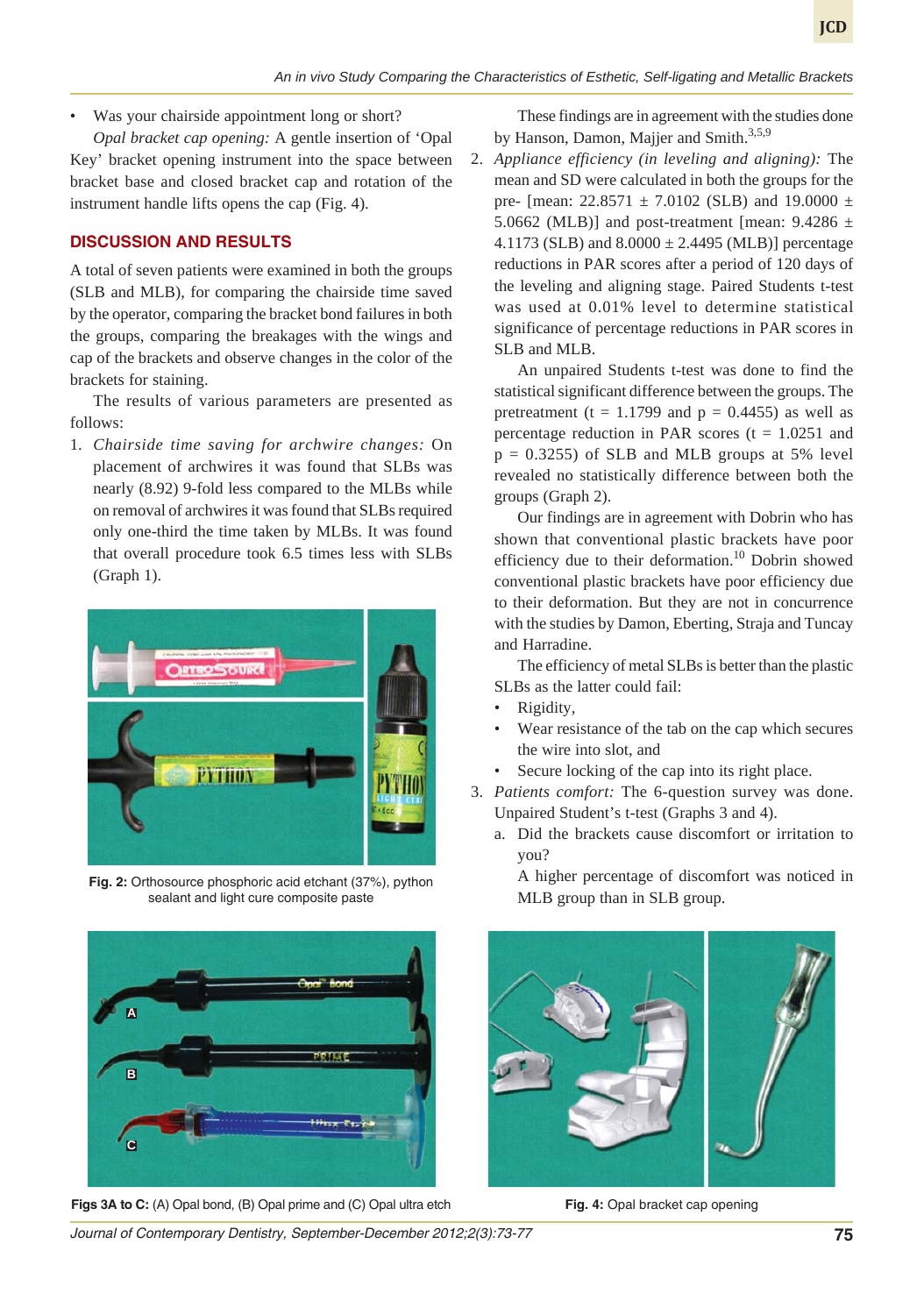- Was your chairside appointment long or short?

*Opal bracket cap opening:* A gentle insertion of 'Opal Key' bracket opening instrument into the space between bracket base and closed bracket cap and rotation of the instrument handle lifts opens the cap (Fig. 4).

## DISCUSSION AND RESULTS

A total of seven patients were examined in both the groups (SLB and MLB), for comparing the chairside time saved by the operator, comparing the bracket bond failures in both the groups, comparing the breakages with the wings and cap of the brackets and observe changes in the color of the brackets for staining.

The results of various parameters are presented as follows:

1. *Chairside time saving for archwire changes:* On placement of archwires it was found that SLBs was nearly (8.92) 9-fold less compared to the MLBs while on removal of archwires it was found that SLBs required only one-third the time taken by MLBs. It was found that overall procedure took 6.5 times less with SLBs (Graph 1).

**Fig. 2:** Orthosource phosphoric acid etchant (37%), python sealant and light cure composite paste

**Figs 3A to C:** (A) Opal bond, (B) Opal prime and (C) Opal ultra etch

These findings are in agreement with the studies done by Hanson, Damon, Majjer and Smith.[3,5,9]

2. *Appliance efficiency (in leveling and aligning):* The mean and SD were calculated in both the groups for the pre- [mean: 22.8571 ± 7.0102 (SLB) and 19.0000 ± 5.0662 (MLB)] and post-treatment [mean: 9.4286 ± 4.1173 (SLB) and 8.0000 ± 2.4495 (MLB)] percentage reductions in PAR scores after a period of 120 days of the leveling and aligning stage. Paired Students t-test was used at 0.01% level to determine statistical significance of percentage reductions in PAR scores in SLB and MLB.

An unpaired Students t-test was done to find the statistical significant difference between the groups. The pretreatment ($t = 1.1799$ and $p = 0.4455$) as well as percentage reduction in PAR scores ($t = 1.0251$ and $p = 0.3255$) of SLB and MLB groups at 5% level revealed no statistically difference between both the groups (Graph 2).

Our findings are in agreement with Dobrin who has shown that conventional plastic brackets have poor efficiency due to their deformation.[10] Dobrin showed conventional plastic brackets have poor efficiency due to their deformation. But they are not in concurrence with the studies by Damon, Eberting, Straja and Tuncay and Harradine.

The efficiency of metal SLBs is better than the plastic SLBs as the latter could fail:

- Rigidity,
- Wear resistance of the tab on the cap which secures the wire into slot, and
- Secure locking of the cap into its right place.

3. *Patients comfort:* The 6-question survey was done. Unpaired Student's t-test (Graphs 3 and 4).
   a. Did the brackets cause discomfort or irritation to you?

      A higher percentage of discomfort was noticed in MLB group than in SLB group.

**Fig. 4:** Opal bracket cap opening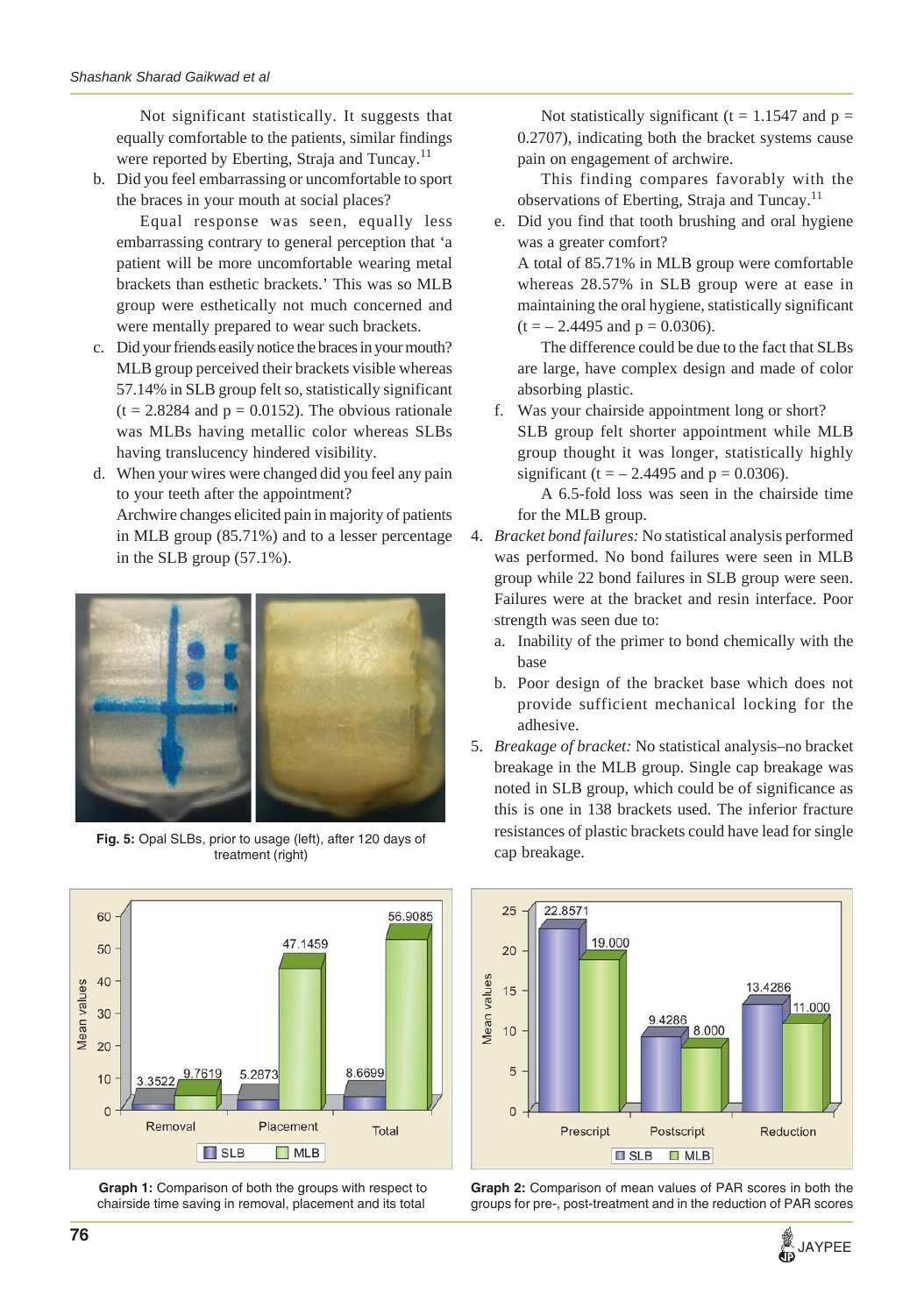Not significant statistically. It suggests that equally comfortable to the patients, similar findings were reported by Eberting, Straja and Tuncay.[11]

b. Did you feel embarrassing or uncomfortable to sport the braces in your mouth at social places?

   Equal response was seen, equally less embarrassing contrary to general perception that 'a patient will be more uncomfortable wearing metal brackets than esthetic brackets.' This was so MLB group were esthetically not much concerned and were mentally prepared to wear such brackets.

c. Did your friends easily notice the braces in your mouth?
   MLB group perceived their brackets visible whereas 57.14% in SLB group felt so, statistically significant ($t = 2.8284$ and $p = 0.0152$). The obvious rationale was MLBs having metallic color whereas SLBs having translucency hindered visibility.

d. When your wires were changed did you feel any pain to your teeth after the appointment?
   Archwire changes elicited pain in majority of patients in MLB group (85.71%) and to a lesser percentage in the SLB group (57.1%).

Fig. 5: Opal SLBs, prior to usage (left), after 120 days of treatment (right)

   Not statistically significant ($t = 1.1547$ and $p = 0.2707$), indicating both the bracket systems cause pain on engagement of archwire.

   This finding compares favorably with the observations of Eberting, Straja and Tuncay.[11]

e. Did you find that tooth brushing and oral hygiene was a greater comfort?
   A total of 85.71% in MLB group were comfortable whereas 28.57% in SLB group were at ease in maintaining the oral hygiene, statistically significant ($t = -2.4495$ and $p = 0.0306$).

   The difference could be due to the fact that SLBs are large, have complex design and made of color absorbing plastic.

f. Was your chairside appointment long or short?
   SLB group felt shorter appointment while MLB group thought it was longer, statistically highly significant ($t = -2.4495$ and $p = 0.0306$).

   A 6.5-fold loss was seen in the chairside time for the MLB group.

4. *Bracket bond failures:* No statistical analysis performed was performed. No bond failures were seen in MLB group while 22 bond failures in SLB group were seen. Failures were at the bracket and resin interface. Poor strength was seen due to:
   a. Inability of the primer to bond chemically with the base
   b. Poor design of the bracket base which does not provide sufficient mechanical locking for the adhesive.

5. *Breakage of bracket:* No statistical analysis–no bracket breakage in the MLB group. Single cap breakage was noted in SLB group, which could be of significance as this is one in 138 brackets used. The inferior fracture resistances of plastic brackets could have lead for single cap breakage.

| | SLB | MLB |
|---|---|---|
| Removal | 3.3522 | 9.7619 |
| Placement | 5.2873 | 47.1459 |
| Total | 8.6699 | 56.9085 |

Graph 1: Comparison of both the groups with respect to chairside time saving in removal, placement and its total

| | SLB | MLB |
|---|---|---|
| Prescript | 22.8571 | 19.000 |
| Postscript | 9.4286 | 8.000 |
| Reduction | 13.4286 | 11.000 |

Graph 2: Comparison of mean values of PAR scores in both the groups for pre-, post-treatment and in the reduction of PAR scores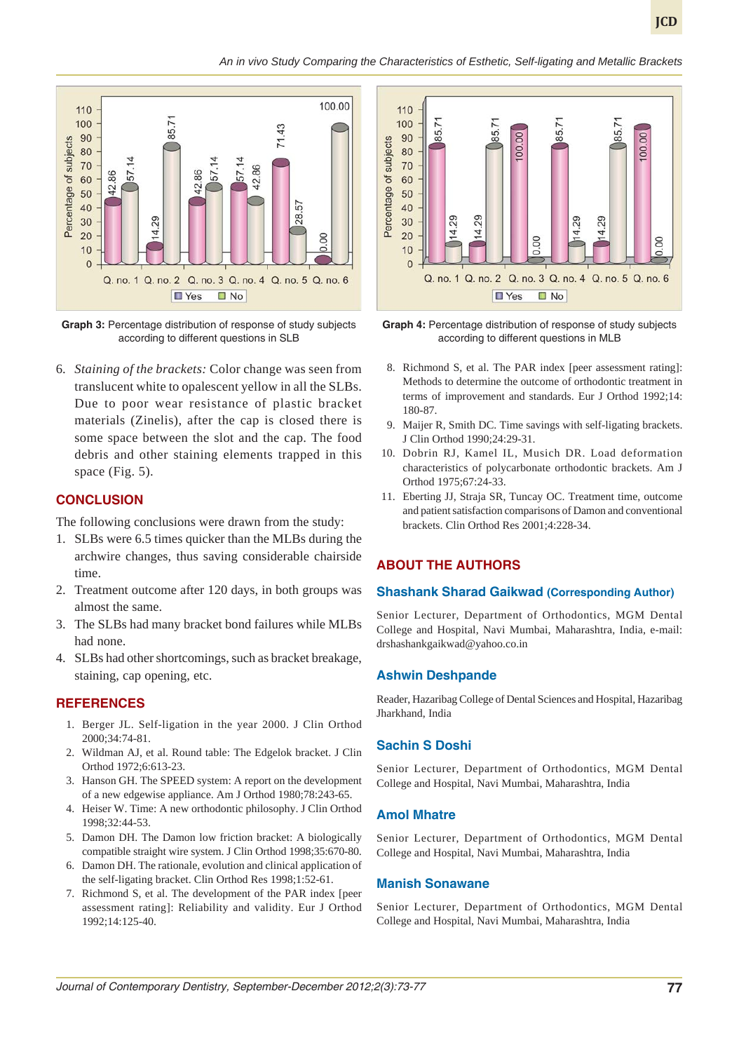110
100
90
80
70
60
50
40
30
20
10
0

Percentage of subjects

42.86
57.14
14.29
85.71
42.86
57.14
57.14
42.86
71.43
28.57
0.00
100.00

Q. no. 1 Q. no. 2 Q. no. 3 Q. no. 4 Q. no. 5 Q. no. 6

Yes No

**Graph 3:** Percentage distribution of response of study subjects according to different questions in SLB

110
100
90
80
70
60
50
40
30
20
10
0

Percentage of subjects

85.71
14.29
14.29
85.71
100.00
0.00
85.71
14.29
14.29
85.71
100.00
0.00

Q. no. 1 Q. no. 2 Q. no. 3 Q. no. 4 Q. no. 5 Q. no. 6

Yes No

**Graph 4:** Percentage distribution of response of study subjects according to different questions in MLB

6. *Staining of the brackets:* Color change was seen from translucent white to opalescent yellow in all the SLBs. Due to poor wear resistance of plastic bracket materials (Zinelis), after the cap is closed there is some space between the slot and the cap. The food debris and other staining elements trapped in this space (Fig. 5).

## CONCLUSION

The following conclusions were drawn from the study:

1. SLBs were 6.5 times quicker than the MLBs during the archwire changes, thus saving considerable chairside time.
2. Treatment outcome after 120 days, in both groups was almost the same.
3. The SLBs had many bracket bond failures while MLBs had none.
4. SLBs had other shortcomings, such as bracket breakage, staining, cap opening, etc.

## REFERENCES

1. Berger JL. Self-ligation in the year 2000. J Clin Orthod 2000;34:74-81.
2. Wildman AJ, et al. Round table: The Edgelok bracket. J Clin Orthod 1972;6:613-23.
3. Hanson GH. The SPEED system: A report on the development of a new edgewise appliance. Am J Orthod 1980;78:243-65.
4. Heiser W. Time: A new orthodontic philosophy. J Clin Orthod 1998;32:44-53.
5. Damon DH. The Damon low friction bracket: A biologically compatible straight wire system. J Clin Orthod 1998;35:670-80.
6. Damon DH. The rationale, evolution and clinical application of the self-ligating bracket. Clin Orthod Res 1998;1:52-61.
7. Richmond S, et al. The development of the PAR index [peer assessment rating]: Reliability and validity. Eur J Orthod 1992;14:125-40.
8. Richmond S, et al. The PAR index [peer assessment rating]: Methods to determine the outcome of orthodontic treatment in terms of improvement and standards. Eur J Orthod 1992;14:180-87.
9. Maijer R, Smith DC. Time savings with self-ligating brackets. J Clin Orthod 1990;24:29-31.
10. Dobrin RJ, Kamel IL, Musich DR. Load deformation characteristics of polycarbonate orthodontic brackets. Am J Orthod 1975;67:24-33.
11. Eberting JJ, Straja SR, Tuncay OC. Treatment time, outcome and patient satisfaction comparisons of Damon and conventional brackets. Clin Orthod Res 2001;4:228-34.

## ABOUT THE AUTHORS

### Shashank Sharad Gaikwad (Corresponding Author)

Senior Lecturer, Department of Orthodontics, MGM Dental College and Hospital, Navi Mumbai, Maharashtra, India, e-mail: drshashankgaikwad@yahoo.co.in

### Ashwin Deshpande

Reader, Hazaribag College of Dental Sciences and Hospital, Hazaribag Jharkhand, India

### Sachin S Doshi

Senior Lecturer, Department of Orthodontics, MGM Dental College and Hospital, Navi Mumbai, Maharashtra, India

### Amol Mhatre

Senior Lecturer, Department of Orthodontics, MGM Dental College and Hospital, Navi Mumbai, Maharashtra, India

### Manish Sonawane

Senior Lecturer, Department of Orthodontics, MGM Dental College and Hospital, Navi Mumbai, Maharashtra, India